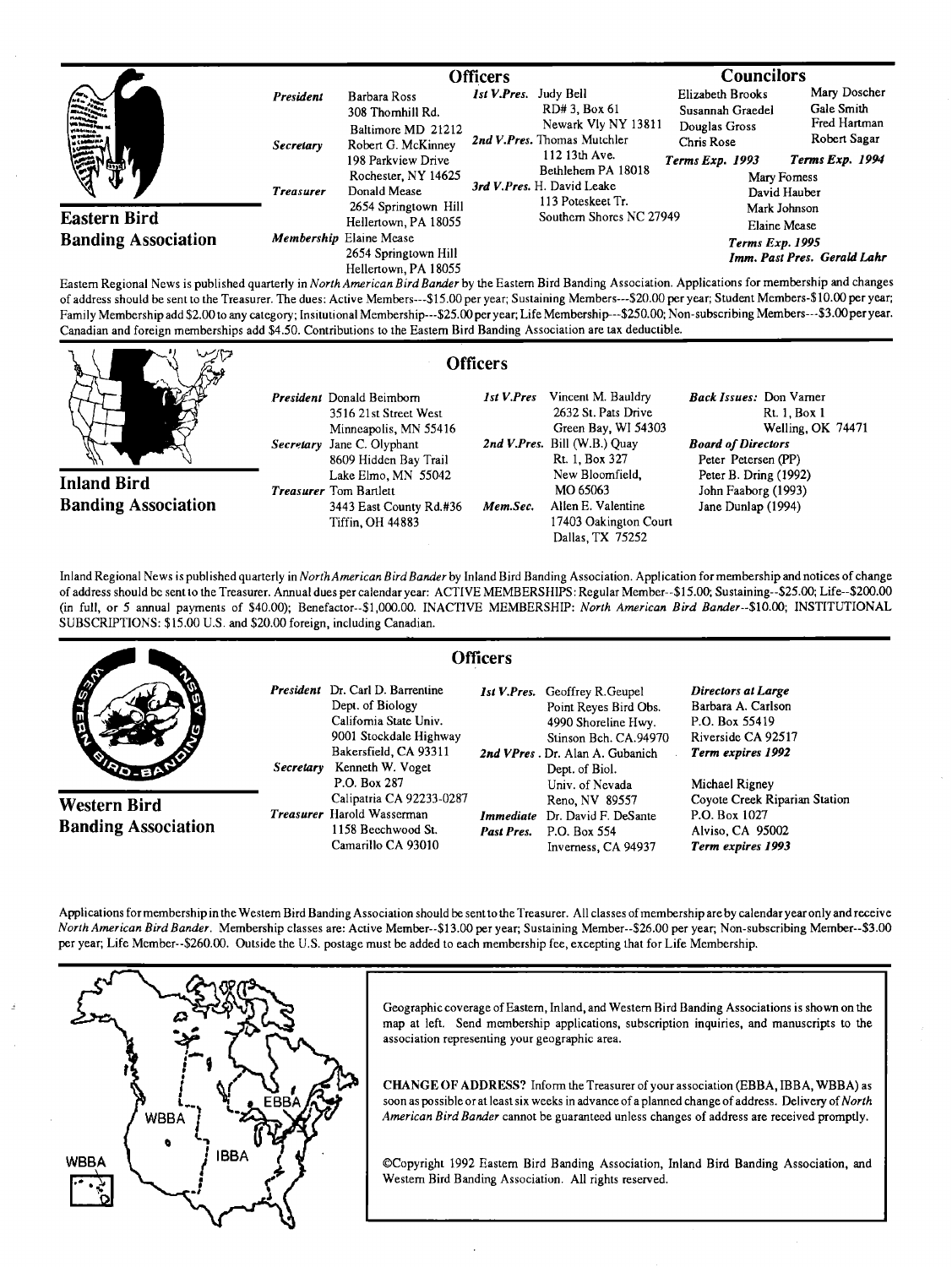## Eastern Bird Banding Association

### Officers

*President* Barbara Ross
308 Thornhill Rd.
Baltimore MD 21212

*Secretary* Robert G. McKinney
198 Parkview Drive
Rochester, NY 14625

*Treasurer* Donald Mease
2654 Springtown Hill
Hellertown, PA 18055

*Membership* Elaine Mease
2654 Springtown Hill
Hellertown, PA 18055

*1st V.Pres.* Judy Bell
RD# 3, Box 61
Newark Vly NY 13811

*2nd V.Pres.* Thomas Mutchler
112 13th Ave.
Bethlehem PA 18018

*3rd V.Pres.* H. David Leake
113 Poteskeet Tr.
Southern Shores NC 27949

### Councilors

Elizabeth Brooks
Susannah Graedel
Douglas Gross
Chris Rose
***Terms Exp. 1993***

Mary Doscher
Gale Smith
Fred Hartman
Robert Sagar
***Terms Exp. 1994***

Mary Forness
David Hauber
Mark Johnson
Elaine Mease
***Terms Exp. 1995***

***Imm. Past Pres. Gerald Lahr***

Eastern Regional News is published quarterly in *North American Bird Bander* by the Eastern Bird Banding Association. Applications for membership and changes of address should be sent to the Treasurer. The dues: Active Members---$15.00 per year; Sustaining Members---$20.00 per year; Student Members-$10.00 per year; Family Membership add $2.00 to any category; Insitutional Membership---$25.00 per year; Life Membership---$250.00; Non-subscribing Members---$3.00 per year. Canadian and foreign memberships add $4.50. Contributions to the Eastern Bird Banding Association are tax deductible.

## Inland Bird Banding Association

### Officers

*President* Donald Beimborn
3516 21st Street West
Minneapolis, MN 55416

*Secretary* Jane C. Olyphant
8609 Hidden Bay Trail
Lake Elmo, MN 55042

*Treasurer* Tom Bartlett
3443 East County Rd.#36
Tiffin, OH 44883

*1st V.Pres* Vincent M. Bauldry
2632 St. Pats Drive
Green Bay, WI 54303

*2nd V.Pres.* Bill (W.B.) Quay
Rt. 1, Box 327
New Bloomfield,
MO 65063

*Mem.Sec.* Allen E. Valentine
17403 Oakington Court
Dallas, TX 75252

***Back Issues:*** Don Varner
Rt. 1, Box 1
Welling, OK 74471

***Board of Directors***
Peter Petersen (PP)
Peter B. Dring (1992)
John Faaborg (1993)
Jane Dunlap (1994)

Inland Regional News is published quarterly in *North American Bird Bander* by Inland Bird Banding Association. Application for membership and notices of change of address should be sent to the Treasurer. Annual dues per calendar year: ACTIVE MEMBERSHIPS: Regular Member--$15.00; Sustaining--$25.00; Life--$200.00 (in full, or 5 annual payments of $40.00); Benefactor--$1,000.00. INACTIVE MEMBERSHIP: *North American Bird Bander*--$10.00; INSTITUTIONAL SUBSCRIPTIONS: $15.00 U.S. and $20.00 foreign, including Canadian.

## Western Bird Banding Association

### Officers

*President* Dr. Carl D. Barrentine
Dept. of Biology
California State Univ.
9001 Stockdale Highway
Bakersfield, CA 93311

*Secretary* Kenneth W. Voget
P.O. Box 287
Calipatria CA 92233-0287

*Treasurer* Harold Wasserman
1158 Beechwood St.
Camarillo CA 93010

*1st V.Pres.* Geoffrey R.Geupel
Point Reyes Bird Obs.
4990 Shoreline Hwy.
Stinson Bch. CA.94970

*2nd VPres.* Dr. Alan A. Gubanich
Dept. of Biol.
Univ. of Nevada
Reno, NV 89557

*Immediate Past Pres.* Dr. David F. DeSante
P.O. Box 554
Inverness, CA 94937

***Directors at Large***
Barbara A. Carlson
P.O. Box 55419
Riverside CA 92517
***Term expires 1992***

Michael Rigney
Coyote Creek Riparian Station
P.O. Box 1027
Alviso, CA 95002
***Term expires 1993***

Applications for membership in the Western Bird Banding Association should be sent to the Treasurer. All classes of membership are by calendar year only and receive *North American Bird Bander*. Membership classes are: Active Member--$13.00 per year; Sustaining Member--$26.00 per year; Non-subscribing Member--$3.00 per year; Life Member--$260.00. Outside the U.S. postage must be added to each membership fee, excepting that for Life Membership.

WBBA EBBA IBBA WBBA

Geographic coverage of Eastern, Inland, and Western Bird Banding Associations is shown on the map at left. Send membership applications, subscription inquiries, and manuscripts to the association representing your geographic area.

**CHANGE OF ADDRESS?** Inform the Treasurer of your association (EBBA, IBBA, WBBA) as soon as possible or at least six weeks in advance of a planned change of address. Delivery of *North American Bird Bander* cannot be guaranteed unless changes of address are received promptly.

©Copyright 1992 Eastern Bird Banding Association, Inland Bird Banding Association, and Western Bird Banding Association. All rights reserved.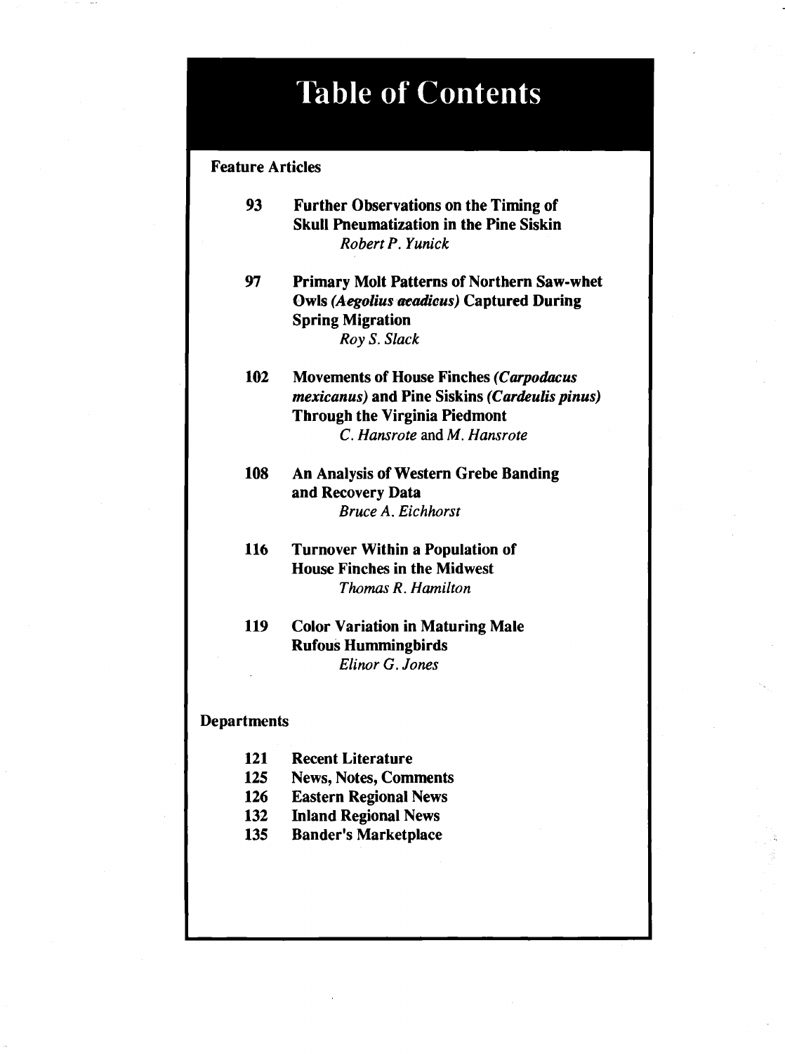# Table of Contents

## Feature Articles

93 **Further Observations on the Timing of Skull Pneumatization in the Pine Siskin**
*Robert P. Yunick*

97 **Primary Molt Patterns of Northern Saw-whet Owls *(Aegolius acadicus)* Captured During Spring Migration**
*Roy S. Slack*

102 **Movements of House Finches *(Carpodacus mexicanus)* and Pine Siskins *(Cardeulis pinus)* Through the Virginia Piedmont**
*C. Hansrote* and *M. Hansrote*

108 **An Analysis of Western Grebe Banding and Recovery Data**
*Bruce A. Eichhorst*

116 **Turnover Within a Population of House Finches in the Midwest**
*Thomas R. Hamilton*

119 **Color Variation in Maturing Male Rufous Hummingbirds**
*Elinor G. Jones*

## Departments

121 **Recent Literature**
125 **News, Notes, Comments**
126 **Eastern Regional News**
132 **Inland Regional News**
135 **Bander's Marketplace**